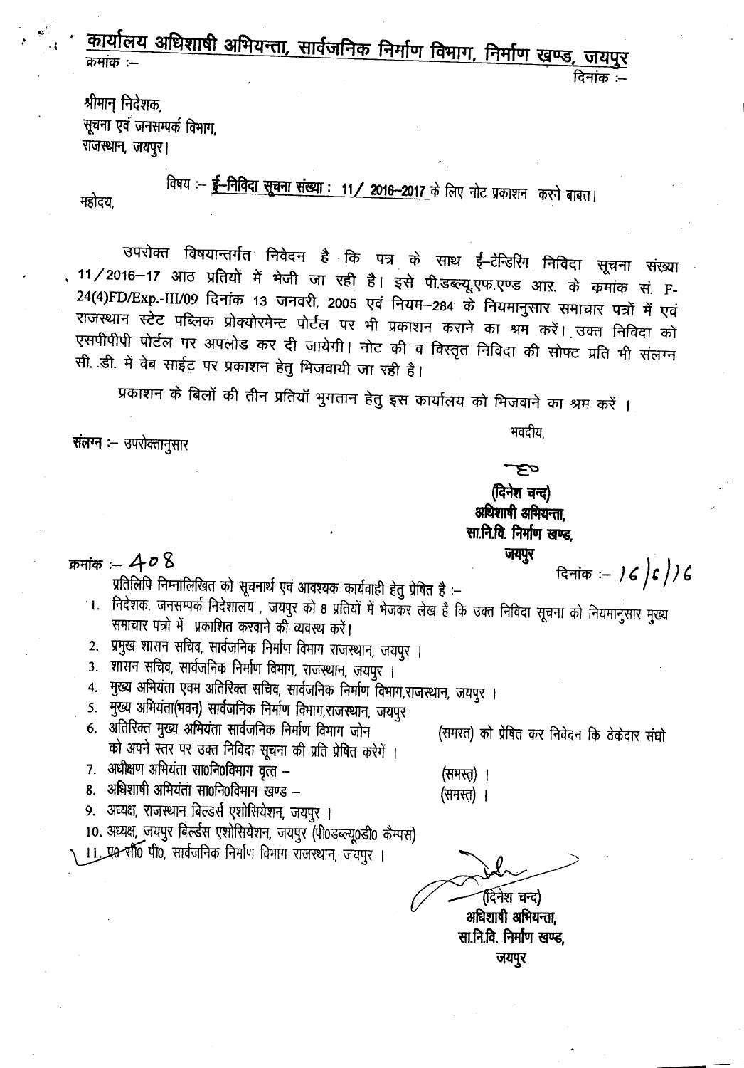# कार्यालय अधिशाषी अभियन्ता, सार्वजनिक निर्माण विभाग, निर्माण खण्ड, जयपुर

क्रमांक :-

दिनांक :-

श्रीमान् निदेशक,
सूचना एवं जनसम्पर्क विभाग,
राजस्थान, जयपुर।

विषय :- **ई-निविदा सूचना संख्या : 11/ 2016-2017** के लिए नोट प्रकाशन करने बाबत।

महोदय,

उपरोक्त विषयान्तर्गत निवेदन है कि पत्र के साथ ई-टेन्डिरिंग निविदा सूचना संख्या 11/2016-17 आठ प्रतियों में भेजी जा रही है। इसे पी.डब्ल्यू.एफ.एण्ड आर. के कमांक सं. F-24(4)FD/Exp.-III/09 दिनांक 13 जनवरी, 2005 एवं नियम-284 के नियमानुसार समाचार पत्रों में एवं राजस्थान स्टेट पब्लिक प्रोक्योरमेन्ट पोर्टल पर भी प्रकाशन कराने का श्रम करें। उक्त निविदा को एसपीपीपी पोर्टल पर अपलोड कर दी जायेगी। नोट की व विस्तृत निविदा की सोफ्ट प्रति भी संलग्न सी. डी. में वेब साईट पर प्रकाशन हेतु भिजवायी जा रही है।

प्रकाशन के बिलों की तीन प्रतियॉ भुगतान हेतु इस कार्यालय को भिजवाने का श्रम करें ।

**संलग्न** :- उपरोक्तानुसार

भवदीय,

**(दिनेश चन्द)**
**अधिशाषी अभियन्ता,**
**सा.नि.वि. निर्माण खण्ड,**
**जयपुर**

क्रमांक :- 408

दिनांक :- 16/6/16

प्रतिलिपि निम्नालिखित को सूचनार्थ एवं आवश्यक कार्यवाही हेतु प्रेषित है :-

1. निदेशक, जनसम्पर्क निदेशालय , जयपुर को 8 प्रतियों में भेजकर लेख है कि उक्त निविदा सूचना को नियमानुसार मुख्य समाचार पत्रो में प्रकाशित करवाने की व्यवस्थ करें।
2. प्रमुख शासन सचिव, सार्वजनिक निर्माण विभाग राजस्थान, जयपुर ।
3. शासन सचिव, सार्वजनिक निर्माण विभाग, राजस्थान, जयपुर ।
4. मुख्य अभियंता एवम अतिरिक्त सचिव, सार्वजनिक निर्माण विभाग,राजस्थान, जयपुर ।
5. मुख्य अभियंता(भवन) सार्वजनिक निर्माण विभाग,राजस्थान, जयपुर
6. अतिरिक्त मुख्य अभियंता सार्वजनिक निर्माण विभाग जोन (समस्त) को प्रेषित कर निवेदन कि ठेकेदार संघो को अपने स्तर पर उक्त निविदा सूचना की प्रति प्रेषित करेगें ।
7. अधीक्षण अभियंता सा0नि0विभाग वृत्त - (समस्त) ।
8. अधिशाषी अभियंता सा0नि0विभाग खण्ड - (समस्त) ।
9. अध्यक्ष, राजस्थान बिल्डर्स एशोसियेशन, जयपुर ।
10. अध्यक्ष, जयपुर बिल्डर्स एशोसियेशन, जयपुर (पी0डब्ल्यू0डी0 कैम्पस)
11. प0 सी0 पी0, सार्वजनिक निर्माण विभाग राजस्थान, जयपुर ।

(दिनेश चन्द)
**अधिशाषी अभियन्ता,**
**सा.नि.वि. निर्माण खण्ड,**
**जयपुर**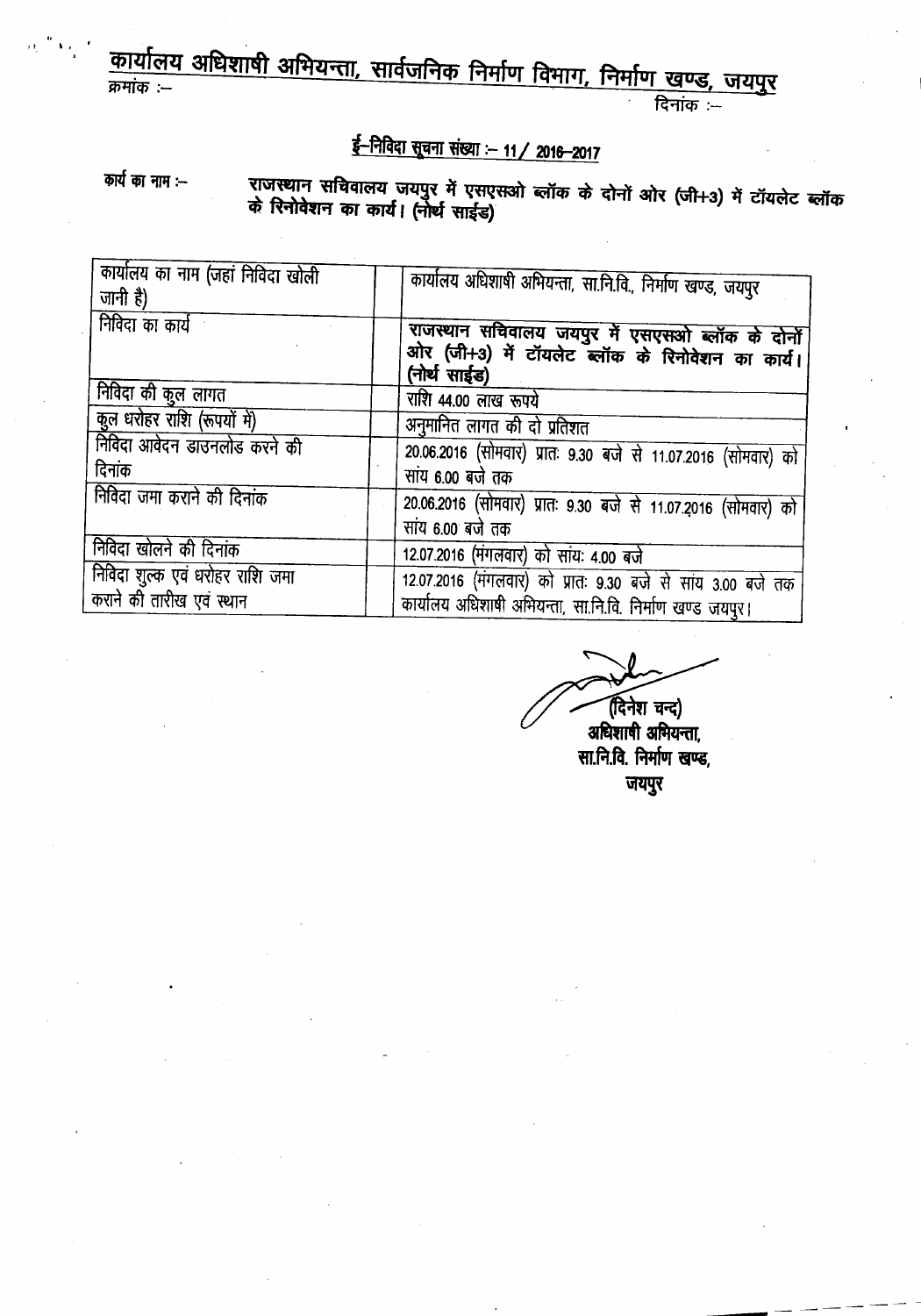# कार्यालय अधिशाषी अभियन्ता, सार्वजनिक निर्माण विभाग, निर्माण खण्ड, जयपुर

क्रमांक :–

दिनांक :–

## ई–निविदा सूचना संख्या :– 11 / 2016–2017

**कार्य का नाम :–** **राजस्थान सचिवालय जयपुर में एसएसओ ब्लॉक के दोनों ओर (जी+3) में टॉयलेट ब्लॉक के रिनोवेशन का कार्य। (नोर्थ साईड)**

| | |
|---|---|
| कार्यालय का नाम (जहां निविदा खोली जानी है) | कार्यालय अधिशाषी अभियन्ता, सा.नि.वि., निर्माण खण्ड, जयपुर |
| निविदा का कार्य | **राजस्थान सचिवालय जयपुर में एसएसओ ब्लॉक के दोनों ओर (जी+3) में टॉयलेट ब्लॉक के रिनोवेशन का कार्य। (नोर्थ साईड)** |
| निविदा की कुल लागत | राशि 44.00 लाख रूपये |
| कुल धरोहर राशि (रूपयों में) | अनुमानित लागत की दो प्रतिशत |
| निविदा आवेदन डाउनलोड करने की दिनांक | 20.06.2016 (सोमवार) प्रातः 9.30 बजे से 11.07.2016 (सोमवार) को सांय 6.00 बजे तक |
| निविदा जमा कराने की दिनांक | 20.06.2016 (सोमवार) प्रातः 9.30 बजे से 11.07.2016 (सोमवार) को सांय 6.00 बजे तक |
| निविदा खोलने की दिनांक | 12.07.2016 (मंगलवार) को सांयः 4.00 बजे |
| निविदा शुल्क एवं धरोहर राशि जमा कराने की तारीख एवं स्थान | 12.07.2016 (मंगलवार) को प्रातः 9.30 बजे से सांय 3.00 बजे तक कार्यालय अधिशाषी अभियन्ता, सा.नि.वि. निर्माण खण्ड जयपुर। |

(दिनेश चन्द)
**अधिशाषी अभियन्ता,**
**सा.नि.वि. निर्माण खण्ड,**
**जयपुर**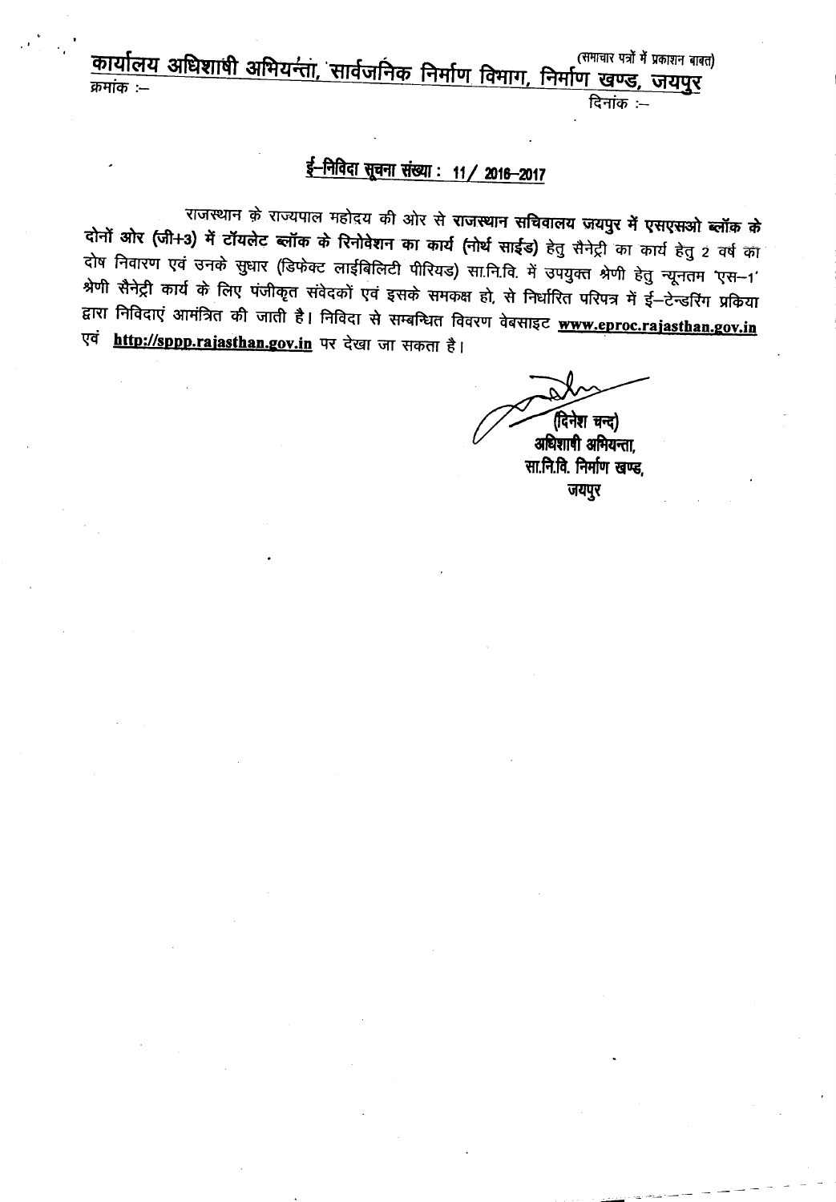(समाचार पत्रों में प्रकाशन बाबत)

**कार्यालय अधिशाषी अभियन्ता, सार्वजनिक निर्माण विभाग, निर्माण खण्ड, जयपुर**

क्रमांक :–

दिनांक :–

## ई–निविदा सूचना संख्या : 11/ 2016–2017

राजस्थान के राज्यपाल महोदय की ओर से **राजस्थान सचिवालय जयपुर में एसएसओ ब्लॉक के दोनों ओर (जी+3) में टॉयलेट ब्लॉक के रिनोवेशन का कार्य (नोर्थ साईड)** हेतु सैनेट्री का कार्य हेतु 2 वर्ष का दोष निवारण एवं उनके सुधार (डिफेक्ट लाईबिलिटी पीरियड) सा.नि.वि. में उपयुक्त श्रेणी हेतु न्यूनतम 'एस–1' श्रेणी सैनेट्री कार्य के लिए पंजीकृत संवेदकों एवं इसके समकक्ष हो, से निर्धारित परिपत्र में ई–टेन्डरिंग प्रकिया द्वारा निविदाएं आमंत्रित की जाती है। निविदा से सम्बन्धित विवरण वेबसाइट **www.eproc.rajasthan.gov.in** एवं **http://sppp.rajasthan.gov.in** पर देखा जा सकता है।

(दिनेश चन्द)
अधिशाषी अभियन्ता,
सा.नि.वि. निर्माण खण्ड,
जयपुर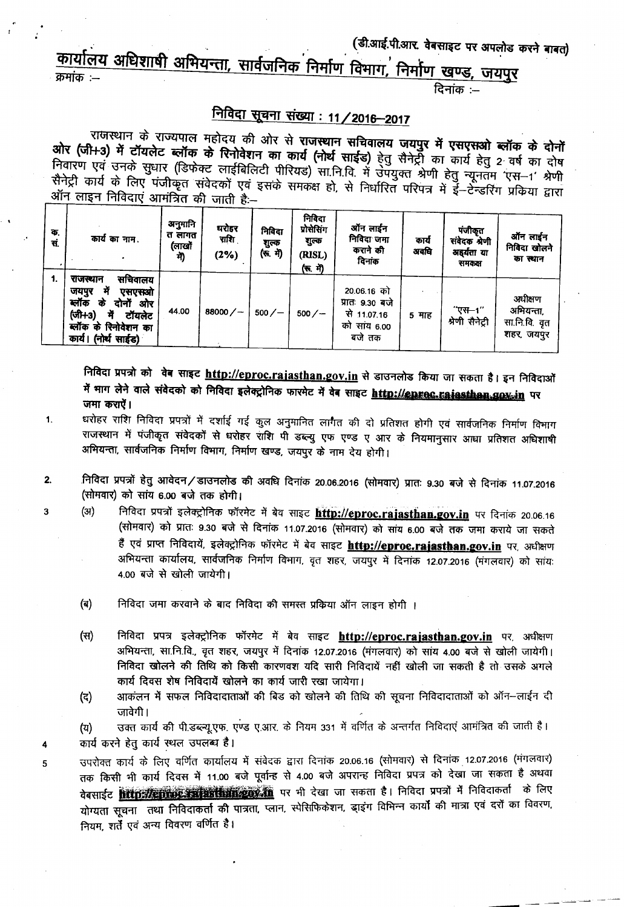(डी.आई.पी.आर. वेबसाइट पर अपलोड करने बाबत)

# कार्यालय अधिशाषी अभियन्ता, सार्वजनिक निर्माण विभाग, निर्माण खण्ड, जयपुर

क्रमांक :– दिनांक :–

## निविदा सूचना संख्या : 11/2016–2017

राजस्थान के राज्यपाल महोदय की ओर से **राजस्थान सचिवालय जयपुर में एसएसओ ब्लॉक के दोनों ओर (जी+3) में टॉयलेट ब्लॉक के रिनोवेशन का कार्य (नोर्थ साईड)** हेतु सैनेट्री का कार्य हेतु 2 वर्ष का दोष निवारण एवं उनके सुधार (डिफेक्ट लाईबिलिटी पीरियड) सा.नि.वि. में उपयुक्त श्रेणी हेतु न्यूनतम 'एस–1' श्रेणी सैनेट्री कार्य के लिए पंजीकृत संवेदकों एवं इसके समकक्ष हो, से निर्धारित परिपत्र में ई–टेन्डरिंग प्रकिया द्वारा ऑन लाइन निविदाएं आमंत्रित की जाती है:–

| क्र. सं. | कार्य का नाम. | अनुमानित लागत (लाखों में) | धरोहर राशि (2%) | निविदा शुल्क (रू. में) | निविदा प्रोसेसिंग शुल्क (RISL) (रू. में) | ऑन लाईन निविदा जमा कराने की दिनांक | कार्य अवधि | पंजीकृत संवेदक श्रेणी अहर्यता या समकक्ष | ऑन लाईन निविदा खोलने का स्थान |
|---|---|---|---|---|---|---|---|---|---|
| 1. | राजस्थान सचिवालय जयपुर में एसएसओ ब्लॉक के दोनों ओर (जी+3) में टॉयलेट ब्लॉक के रिनोवेशन का कार्य। (नोर्थ साईड) | 44.00 | 88000/– | 500/– | 500/– | 20.06.16 को प्रातः 9.30 बजे से 11.07.16 को सायं 6.00 बजे तक | 5 माह | "एस–1" श्रेणी सैनेट्री | अधीक्षण अभियन्ता, सा.नि.वि. वृत शहर, जयपुर |

**निविदा प्रपत्रो को वेब साइट http://eproc.rajasthan.gov.in से डाउनलोड किया जा सकता है। इन निविदाओं में भाग लेने वाले संवेदको को निविदा इलेक्ट्रोनिक फारमेट में वेब साइट http://eproc.rajasthan.gov.in पर जमा कराऐं।**

1. धरोहर राशि निविदा प्रपत्रों में दर्शाई गई कुल अनुमानित लागत की दो प्रतिशत होगी एवं सार्वजनिक निर्माण विभाग राजस्थान में पंजीकृत संवेदकों से धरोहर राशि पी डब्ल्यु एफ एण्ड ए आर के नियमानुसार आधा प्रतिशत अधिशाषी अभियन्ता, सार्वजनिक निर्माण विभाग, निर्माण खण्ड, जयपुर के नाम देय होगी।

2. निविदा प्रपत्रों हेतु आवेदन/डाउनलोड की अवधि दिनांक 20.06.2016 (सोमवार) प्रातः 9.30 बजे से दिनांक 11.07.2016 (सोमवार) को सायं 6.00 बजे तक होगी।

3. (अ) निविदा प्रपत्रों इलेक्ट्रोनिक फॉरमेट में बेव साइट **http://eproc.rajasthan.gov.in** पर दिनांक 20.06.16 (सोमवार) को प्रातः 9.30 बजे से दिनांक 11.07.2016 (सोमवार) को सायं 6.00 बजे तक जमा कराये जा सकते हैं एवं प्राप्त निविदायें, इलेक्ट्रोनिक फॉरमेट में बेव साइट **http://eproc.rajasthan.gov.in** पर, अधीक्षण अभियन्ता कार्यालय, सार्वजनिक निर्माण विभाग, वृत शहर, जयपुर में दिनांक 12.07.2016 (मंगलवार) को सायः 4.00 बजे से खोली जायेगी।

   (ब) निविदा जमा करवाने के बाद निविदा की समस्त प्रकिया ऑन लाइन होगी ।

   (स) निविदा प्रपत्र इलेक्ट्रोनिक फॉरमेट में बेव साइट **http://eproc.rajasthan.gov.in** पर, अधीक्षण अभियन्ता, सा.नि.वि., वृत शहर, जयपुर में दिनांक 12.07.2016 (मंगलवार) को सायं 4.00 बजे से खोली जायेगी। निविदा खोलने की तिथि को किसी कारणवश यदि सारी निविदायें नहीं खोली जा सकती है तो उसके अगले कार्य दिवस शेष निविदायें खोलने का कार्य जारी रखा जायेगा।

   (द) आकंलन में सफल निविदादाताओं की बिड को खोलने की तिथि की सूचना निविदादाताओं को ऑन–लाईन दी जावेगी।

   (य) उक्त कार्य की पी.डब्ल्यू.एफ. एण्ड ए.आर. के नियम 331 में वर्णित के अन्तर्गत निविदाएं आमंत्रित की जाती है।

4. कार्य करने हेतु कार्य स्थल उपलब्ध है।

5. उपरोक्त कार्य के लिए वर्णित कार्यालय में संवेदक द्वारा दिनांक 20.06.16 (सोमवार) से दिनांक 12.07.2016 (मंगलवार) तक किसी भी कार्य दिवस में 11.00 बजे पूर्वान्ह से 4.00 बजे अपरान्ह निविदा प्रपत्र को देखा जा सकता है अथवा वेबसाईट http://eproc.rajasthan.gov.in पर भी देखा जा सकता है। निविदा प्रपत्रों में निविदाकर्ता के लिए योग्यता सूचना तथा निविदाकर्ता की पात्रता, प्लान, स्पेसिफिकेशन, ड्राइंग विभिन्न कार्यों की मात्रा एवं दरों का विवरण, नियम, शर्तें एवं अन्य विवरण वर्णित है।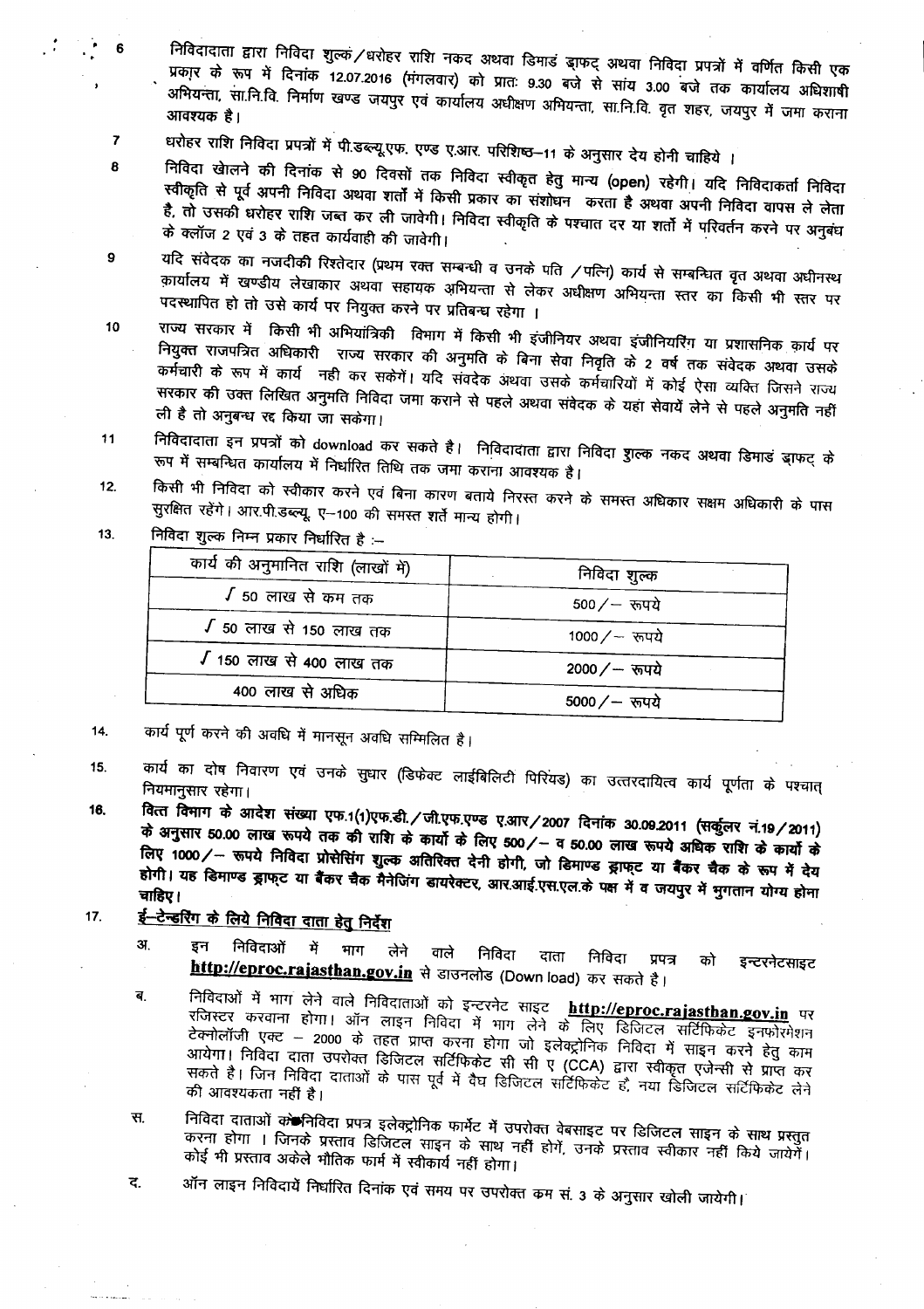6 निविदादाता द्वारा निविदा शुल्क/धरोहर राशि नकद अथवा डिमांड ड्राफ्ट अथवा निविदा प्रपत्रों में वर्णित किसी एक प्रकार के रूप में दिनांक 12.07.2016 (मंगलवार) को प्रातः 9.30 बजे से सांय 3.00 बजे तक कार्यालय अधिशाषी अभियन्ता, सा.नि.वि. निर्माण खण्ड जयपुर एवं कार्यालय अधीक्षण अभियन्ता, सा.नि.वि. वृत शहर, जयपुर में जमा कराना आवश्यक है।

7 धरोहर राशि निविदा प्रपत्रों में पी.डब्ल्यू.एफ. एण्ड ए.आर. परिशिष्ठ–11 के अनुसार देय होनी चाहिये ।

8 निविदा खोलने की दिनांक से 90 दिवसों तक निविदा स्वीकृत हेतु मान्य (open) रहेगी। यदि निविदाकर्ता निविदा स्वीकृति से पूर्व अपनी निविदा अथवा शर्तों में किसी प्रकार का संशोधन करता है अथवा अपनी निविदा वापस ले लेता है, तो उसकी धरोहर राशि जब्त कर ली जावेगी। निविदा स्वीकृति के पश्चात दर या शर्तो में परिवर्तन करने पर अनुबंध के क्लॉज 2 एवं 3 के तहत कार्यवाही की जावेगी।

9 यदि संवेदक का नजदीकी रिश्तेदार (प्रथम रक्त सम्बन्धी व उनके पति /पत्नि) कार्य से सम्बन्धित वृत अथवा अधीनस्थ कार्यालय में खण्डीय लेखाकार अथवा सहायक अभियन्ता से लेकर अधीक्षण अभियन्ता स्तर का किसी भी स्तर पर पदस्थापित हो तो उसे कार्य पर नियुक्त करने पर प्रतिबन्ध रहेगा ।

10 राज्य सरकार में किसी भी अभियांत्रिकी विभाग में किसी भी इंजीनियर अथवा इंजीनियरिंग या प्रशासनिक कार्य पर नियुक्त राजपत्रित अधिकारी राज्य सरकार की अनुमति के बिना सेवा निवृति के 2 वर्ष तक संवेदक अथवा उसके कर्मचारी के रूप में कार्य नही कर सकेगें। यदि संवदेक अथवा उसके कर्मचारियों में कोई ऐसा व्यक्ति जिसने राज्य सरकार की उक्त लिखित अनुमति निविदा जमा कराने से पहले अथवा संवेदक के यहां सेवायें लेने से पहले अनुमति नहीं ली है तो अनुबन्ध रद्द किया जा सकेगा।

11 निविदादाता इन प्रपत्रों को download कर सकते है। निविदादाता द्वारा निविदा शुल्क नकद अथवा डिमांड ड्राफ्ट के रूप में सम्बन्धित कार्यालय में निर्धारित तिथि तक जमा कराना आवश्यक है।

12. किसी भी निविदा को स्वीकार करने एवं बिना कारण बताये निरस्त करने के समस्त अधिकार सक्षम अधिकारी के पास सुरक्षित रहेंगे। आर.पी.डब्ल्यू. ए–100 की समस्त शर्ते मान्य होगी।

13. निविदा शुल्क निम्न प्रकार निर्धारित है :–

| कार्य की अनुमानित राशि (लाखों में) | निविदा शुल्क |
|---|---|
| 50 लाख से कम तक | 500/– रूपये |
| 50 लाख से 150 लाख तक | 1000/– रूपये |
| 150 लाख से 400 लाख तक | 2000/– रूपये |
| 400 लाख से अधिक | 5000/– रूपये |

14. कार्य पूर्ण करने की अवधि में मानसून अवधि सम्मिलित है।

15. कार्य का दोष निवारण एवं उनके सुधार (डिफेक्ट लाईबिलिटी पिरियड) का उत्तरदायित्व कार्य पूर्णता के पश्चात् नियमानुसार रहेगा।

16. **वित्त विभाग के आदेश संख्या एफ.1(1)एफ.डी./जी.एफ.एण्ड ए.आर/2007 दिनांक 30.09.2011 (सर्कुलर नं.19/2011) के अनुसार 50.00 लाख रूपये तक की राशि के कार्यो के लिए 500/– व 50.00 लाख रूपये अधिक राशि के कार्यो के लिए 1000/– रूपये निविदा प्रोसेसिंग शुल्क अतिरिक्त देनी होगी, जो डिमाण्ड ड्राफ्ट या बैंकर चैक के रूप में देय होगी। यह डिमाण्ड ड्राफ्ट या बैंकर चैक मैनेजिंग डायरेक्टर, आर.आई.एस.एल.के पक्ष में व जयपुर में भुगतान योग्य होना चाहिए।**

17. **ई–टेन्डरिंग के लिये निविदा दाता हेतु निर्देश**

अ. इन निविदाओं में भाग लेने वाले निविदा दाता निविदा प्रपत्र को इन्टरनेटसाइट **http://eproc.rajasthan.gov.in** से डाउनलोड (Down load) कर सकते है।

ब. निविदाओं में भाग लेने वाले निविदाताओं को इन्टरनेट साइट **http://eproc.rajasthan.gov.in** पर रजिस्टर करवाना होगा। ऑन लाइन निविदा में भाग लेने के लिए डिजिटल सर्टिफिकेट इनफोरमेशन टेक्नोलॉजी एक्ट – 2000 के तहत प्राप्त करना होगा जो इलेक्ट्रोनिक निविदा में साइन करने हेतु काम आयेगा। निविदा दाता उपरोक्त डिजिटल सर्टिफिकेट सी सी ए (CCA) द्वारा स्वीकृत एजेन्सी से प्राप्त कर सकते है। जिन निविदा दाताओं के पास पूर्व में वैद्य डिजिटल सर्टिफिकेट है, नया डिजिटल सर्टिफिकेट लेने की आवश्यकता नहीं है।

स. निविदा दाताओं को निविदा प्रपत्र इलेक्ट्रोनिक फार्मेट में उपरोक्त वेबसाइट पर डिजिटल साइन के साथ प्रस्तुत करना होगा । जिनके प्रस्ताव डिजिटल साइन के साथ नहीं होगें, उनके प्रस्ताव स्वीकार नहीं किये जायेगें। कोई भी प्रस्ताव अकेले भौतिक फार्म में स्वीकार्य नहीं होगा।

द. ऑन लाइन निविदायें निर्धारित दिनांक एवं समय पर उपरोक्त कम सं. 3 के अनुसार खोली जायेगी।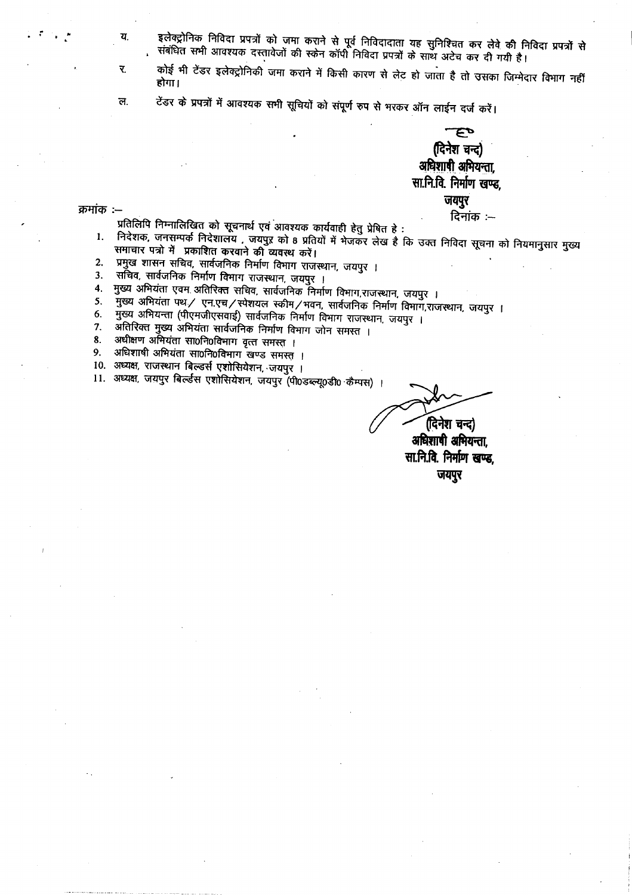य. इलेक्ट्रोनिक निविदा प्रपत्रों को जमा कराने से पूर्व निविदादाता यह सुनिश्चित कर लेवे की निविदा प्रपत्रों से संबंधित सभी आवश्यक दस्तावेजों की स्केन कॉपी निविदा प्रपत्रों के साथ अटेच कर दी गयी है।

र. कोई भी टेंडर इलेक्ट्रोनिकी जमा कराने में किसी कारण से लेट हो जाता है तो उसका जिम्मेदार विभाग नहीं होगा।

ल. टेंडर के प्रपत्रों में आवश्यक सभी सूचियों को संपूर्ण रुप से भरकर ऑन लाईन दर्ज करें।

(दिनेश चन्द)
**अधिशाषी अभियन्ता,**
**सा.नि.वि. निर्माण खण्ड,**
**जयपुर**

क्रमांक :— दिनांक :—

प्रतिलिपि निम्नालिखित को सूचनार्थ एवं आवश्यक कार्यवाही हेतु प्रेषित हे :

1. निदेशक, जनसम्पर्क निदेशालय , जयपुर को 8 प्रतियों में भेजकर लेख है कि उक्त निविदा सूचना को नियमानुसार मुख्य समाचार पत्रो में प्रकाशित करवाने की व्यवस्थ करें।
2. प्रमुख शासन सचिव, सार्वजनिक निर्माण विभाग राजस्थान, जयपुर ।
3. सचिव, सार्वजनिक निर्माण विभाग राजस्थान, जयपुर ।
4. मुख्य अभियंता एवम अतिरिक्त सचिव, सार्वजनिक निर्माण विभाग,राजस्थान, जयपुर ।
5. मुख्य अभियंता पथ / एन.एच / स्पेशयल स्कीम / भवन, सार्वजनिक निर्माण विभाग,राजस्थान, जयपुर ।
6. मुख्य अभियन्ता (पीएमजीएसवाई) सार्वजनिक निर्माण विभाग राजस्थान, जयपुर ।
7. अतिरिक्त मुख्य अभियंता सार्वजनिक निर्माण विभाग जोन समस्त ।
8. अधीक्षण अभियंता सा0नि0विभाग वृत्त समस्त ।
9. अधिशाषी अभियंता सा0नि0विभाग खण्ड समस्त ।
10. अध्यक्ष, राजस्थान बिल्डर्स एशोसियेशन, जयपुर ।
11. अध्यक्ष, जयपुर बिल्डर्स एशोसियेशन, जयपुर (पी0डब्ल्यू0डी0 कैम्पस) ।

(दिनेश चन्द)
**अधिशाषी अभियन्ता,**
**सा.नि.वि. निर्माण खण्ड,**
**जयपुर**